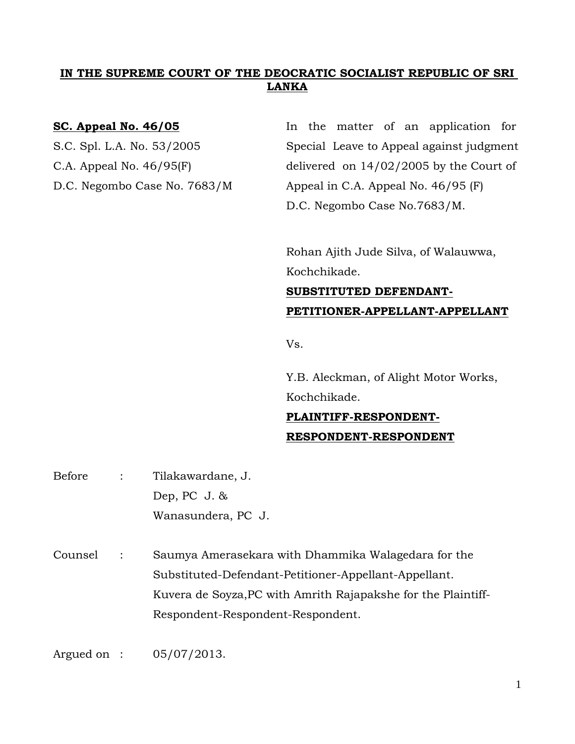**IN THE SUPREME COURT OF THE DEOCRATIC SOCIALIST REPUBLIC OF SRI LANKA**

**SC. Appeal No. 46/05**
S.C. Spl. L.A. No. 53/2005
C.A. Appeal No. 46/95(F)
D.C. Negombo Case No. 7683/M

In the matter of an application for Special Leave to Appeal against judgment delivered on 14/02/2005 by the Court of Appeal in C.A. Appeal No. 46/95 (F) D.C. Negombo Case No.7683/M.

Rohan Ajith Jude Silva, of Walauwwa, Kochchikade.
**SUBSTITUTED DEFENDANT-PETITIONER-APPELLANT-APPELLANT**

Vs.

Y.B. Aleckman, of Alight Motor Works, Kochchikade.
**PLAINTIFF-RESPONDENT-RESPONDENT-RESPONDENT**

Before : Tilakawardane, J.
Dep, PC J. &
Wanasundera, PC J.

Counsel : Saumya Amerasekara with Dhammika Walagedara for the Substituted-Defendant-Petitioner-Appellant-Appellant.
Kuvera de Soyza,PC with Amrith Rajapakshe for the Plaintiff-Respondent-Respondent-Respondent.

Argued on : 05/07/2013.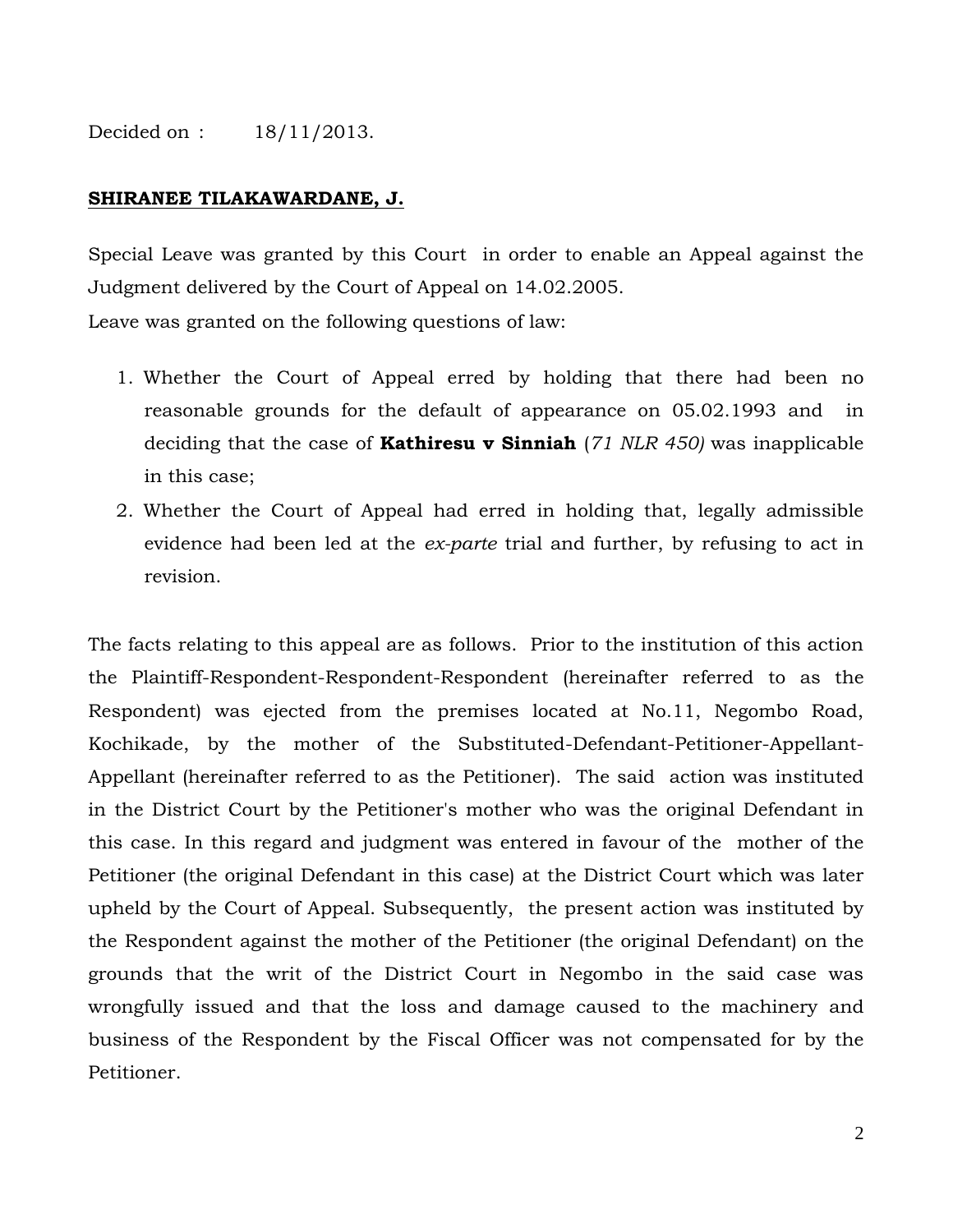Decided on : 18/11/2013.

**SHIRANEE TILAKAWARDANE, J.**

Special Leave was granted by this Court in order to enable an Appeal against the Judgment delivered by the Court of Appeal on 14.02.2005.
Leave was granted on the following questions of law:

1. Whether the Court of Appeal erred by holding that there had been no reasonable grounds for the default of appearance on 05.02.1993 and in deciding that the case of **Kathiresu v Sinniah** (*71 NLR 450)* was inapplicable in this case;
2. Whether the Court of Appeal had erred in holding that, legally admissible evidence had been led at the *ex-parte* trial and further, by refusing to act in revision.

The facts relating to this appeal are as follows. Prior to the institution of this action the Plaintiff-Respondent-Respondent-Respondent (hereinafter referred to as the Respondent) was ejected from the premises located at No.11, Negombo Road, Kochikade, by the mother of the Substituted-Defendant-Petitioner-Appellant-Appellant (hereinafter referred to as the Petitioner). The said action was instituted in the District Court by the Petitioner's mother who was the original Defendant in this case. In this regard and judgment was entered in favour of the mother of the Petitioner (the original Defendant in this case) at the District Court which was later upheld by the Court of Appeal. Subsequently, the present action was instituted by the Respondent against the mother of the Petitioner (the original Defendant) on the grounds that the writ of the District Court in Negombo in the said case was wrongfully issued and that the loss and damage caused to the machinery and business of the Respondent by the Fiscal Officer was not compensated for by the Petitioner.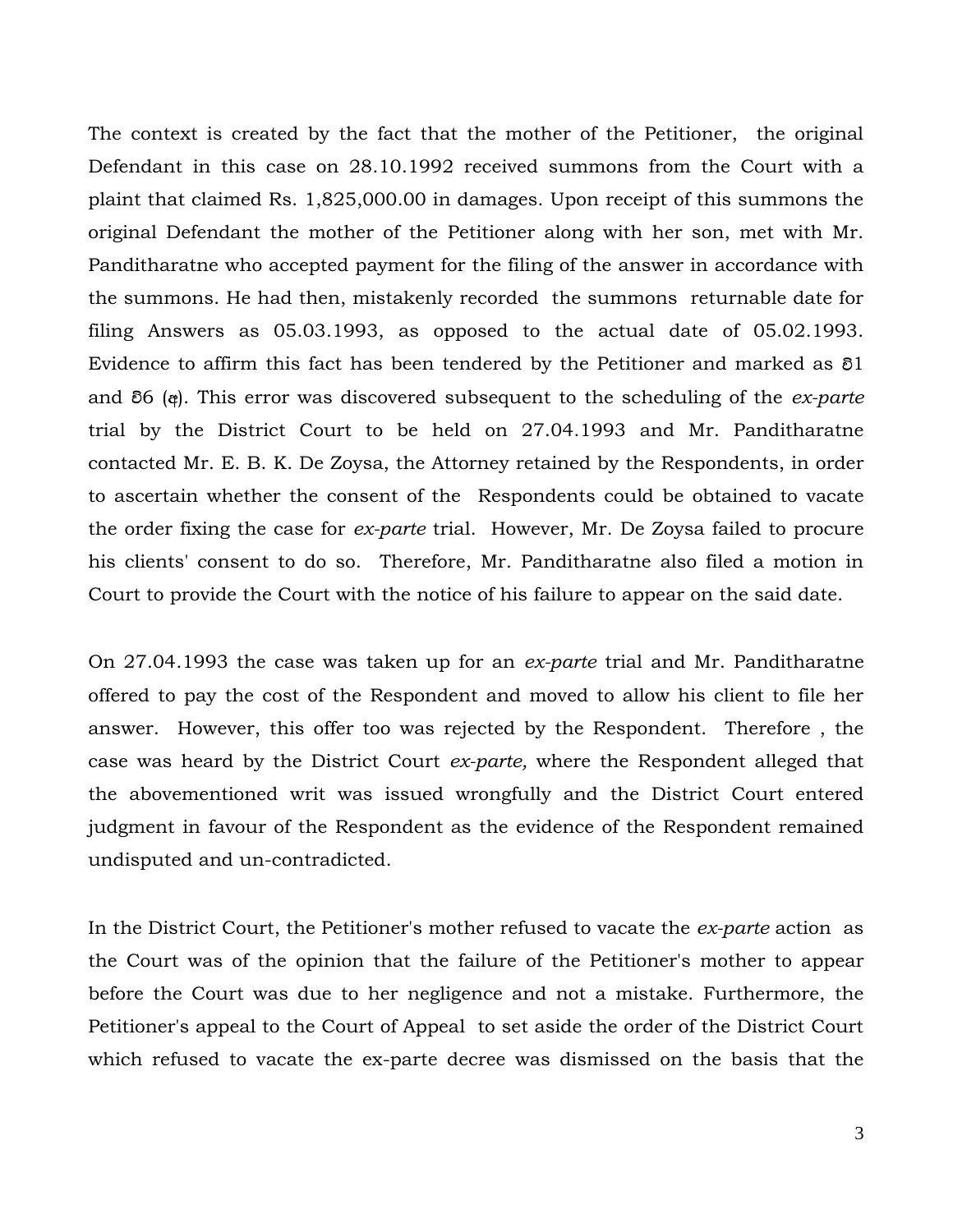The context is created by the fact that the mother of the Petitioner, the original Defendant in this case on 28.10.1992 received summons from the Court with a plaint that claimed Rs. 1,825,000.00 in damages. Upon receipt of this summons the original Defendant the mother of the Petitioner along with her son, met with Mr. Panditharatne who accepted payment for the filing of the answer in accordance with the summons. He had then, mistakenly recorded the summons returnable date for filing Answers as 05.03.1993, as opposed to the actual date of 05.02.1993. Evidence to affirm this fact has been tendered by the Petitioner and marked as ව1 and ව6 (අ). This error was discovered subsequent to the scheduling of the *ex-parte* trial by the District Court to be held on 27.04.1993 and Mr. Panditharatne contacted Mr. E. B. K. De Zoysa, the Attorney retained by the Respondents, in order to ascertain whether the consent of the Respondents could be obtained to vacate the order fixing the case for *ex-parte* trial. However, Mr. De Zoysa failed to procure his clients' consent to do so. Therefore, Mr. Panditharatne also filed a motion in Court to provide the Court with the notice of his failure to appear on the said date.

On 27.04.1993 the case was taken up for an *ex-parte* trial and Mr. Panditharatne offered to pay the cost of the Respondent and moved to allow his client to file her answer. However, this offer too was rejected by the Respondent. Therefore , the case was heard by the District Court *ex-parte,* where the Respondent alleged that the abovementioned writ was issued wrongfully and the District Court entered judgment in favour of the Respondent as the evidence of the Respondent remained undisputed and un-contradicted.

In the District Court, the Petitioner's mother refused to vacate the *ex-parte* action as the Court was of the opinion that the failure of the Petitioner's mother to appear before the Court was due to her negligence and not a mistake. Furthermore, the Petitioner's appeal to the Court of Appeal to set aside the order of the District Court which refused to vacate the ex-parte decree was dismissed on the basis that the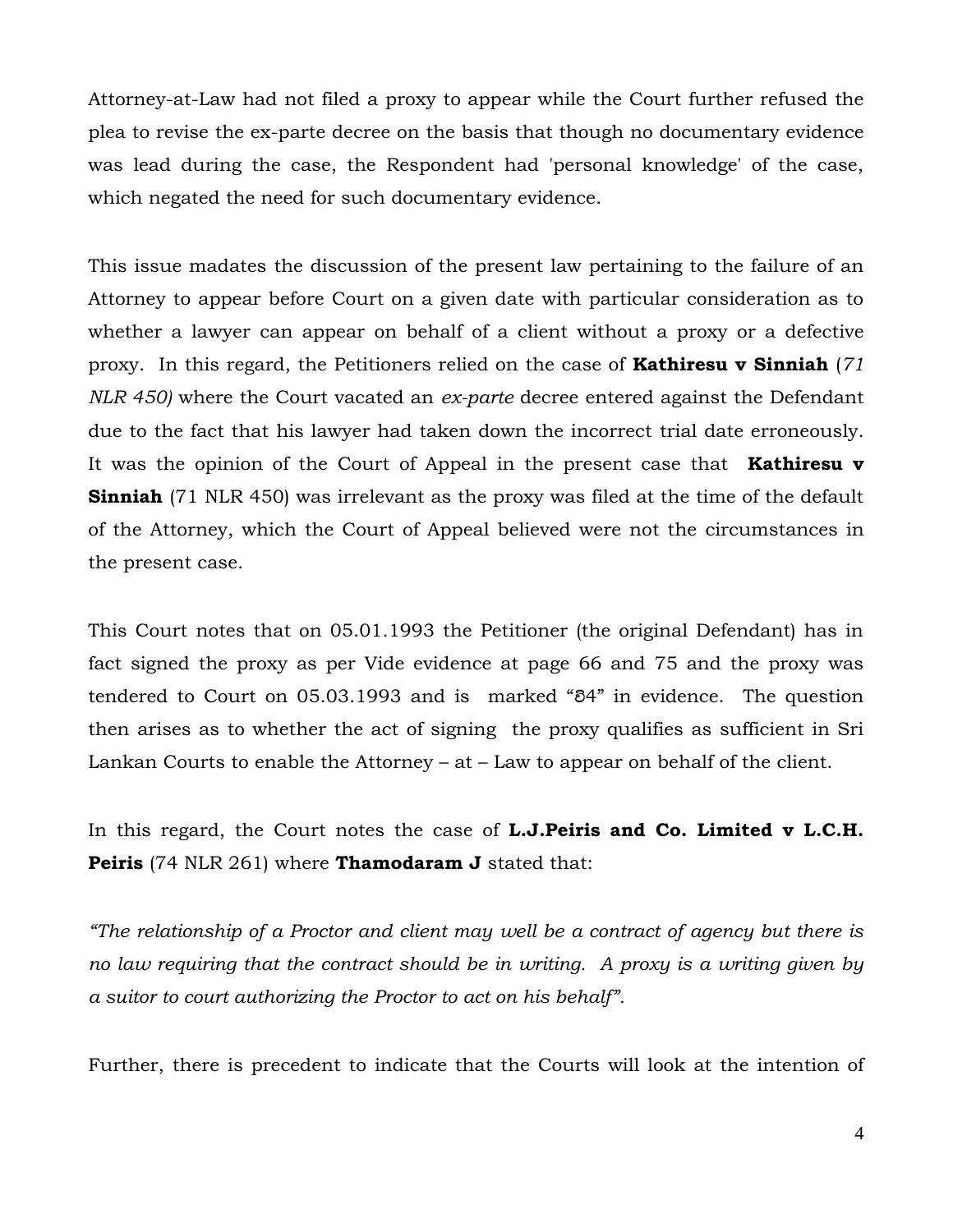Attorney-at-Law had not filed a proxy to appear while the Court further refused the plea to revise the ex-parte decree on the basis that though no documentary evidence was lead during the case, the Respondent had 'personal knowledge' of the case, which negated the need for such documentary evidence.

This issue madates the discussion of the present law pertaining to the failure of an Attorney to appear before Court on a given date with particular consideration as to whether a lawyer can appear on behalf of a client without a proxy or a defective proxy. In this regard, the Petitioners relied on the case of **Kathiresu v Sinniah** (*71 NLR 450)* where the Court vacated an *ex-parte* decree entered against the Defendant due to the fact that his lawyer had taken down the incorrect trial date erroneously. It was the opinion of the Court of Appeal in the present case that **Kathiresu v Sinniah** (71 NLR 450) was irrelevant as the proxy was filed at the time of the default of the Attorney, which the Court of Appeal believed were not the circumstances in the present case.

This Court notes that on 05.01.1993 the Petitioner (the original Defendant) has in fact signed the proxy as per Vide evidence at page 66 and 75 and the proxy was tendered to Court on 05.03.1993 and is marked "වි4" in evidence. The question then arises as to whether the act of signing the proxy qualifies as sufficient in Sri Lankan Courts to enable the Attorney – at – Law to appear on behalf of the client.

In this regard, the Court notes the case of **L.J.Peiris and Co. Limited v L.C.H. Peiris** (74 NLR 261) where **Thamodaram J** stated that:

*"The relationship of a Proctor and client may well be a contract of agency but there is no law requiring that the contract should be in writing. A proxy is a writing given by a suitor to court authorizing the Proctor to act on his behalf".*

Further, there is precedent to indicate that the Courts will look at the intention of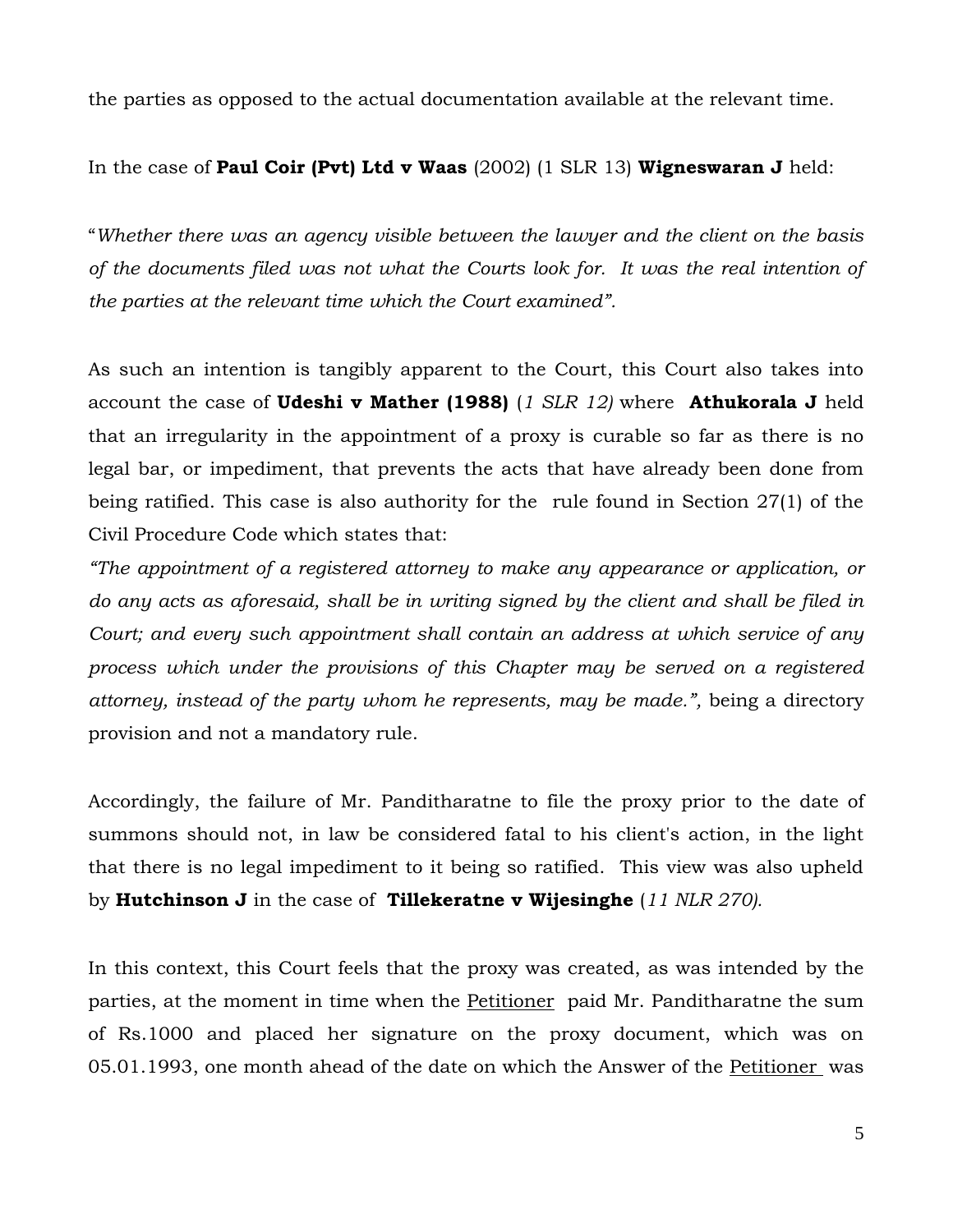the parties as opposed to the actual documentation available at the relevant time.

In the case of **Paul Coir (Pvt) Ltd v Waas** (2002) (1 SLR 13) **Wigneswaran J** held:

"*Whether there was an agency visible between the lawyer and the client on the basis of the documents filed was not what the Courts look for. It was the real intention of the parties at the relevant time which the Court examined".*

As such an intention is tangibly apparent to the Court, this Court also takes into account the case of **Udeshi v Mather (1988)** (*1 SLR 12)* where **Athukorala J** held that an irregularity in the appointment of a proxy is curable so far as there is no legal bar, or impediment, that prevents the acts that have already been done from being ratified. This case is also authority for the rule found in Section 27(1) of the Civil Procedure Code which states that:

*"The appointment of a registered attorney to make any appearance or application, or do any acts as aforesaid, shall be in writing signed by the client and shall be filed in Court; and every such appointment shall contain an address at which service of any process which under the provisions of this Chapter may be served on a registered attorney, instead of the party whom he represents, may be made.",* being a directory provision and not a mandatory rule.

Accordingly, the failure of Mr. Panditharatne to file the proxy prior to the date of summons should not, in law be considered fatal to his client's action, in the light that there is no legal impediment to it being so ratified. This view was also upheld by **Hutchinson J** in the case of **Tillekeratne v Wijesinghe** (*11 NLR 270).*

In this context, this Court feels that the proxy was created, as was intended by the parties, at the moment in time when the Petitioner paid Mr. Panditharatne the sum of Rs.1000 and placed her signature on the proxy document, which was on 05.01.1993, one month ahead of the date on which the Answer of the Petitioner was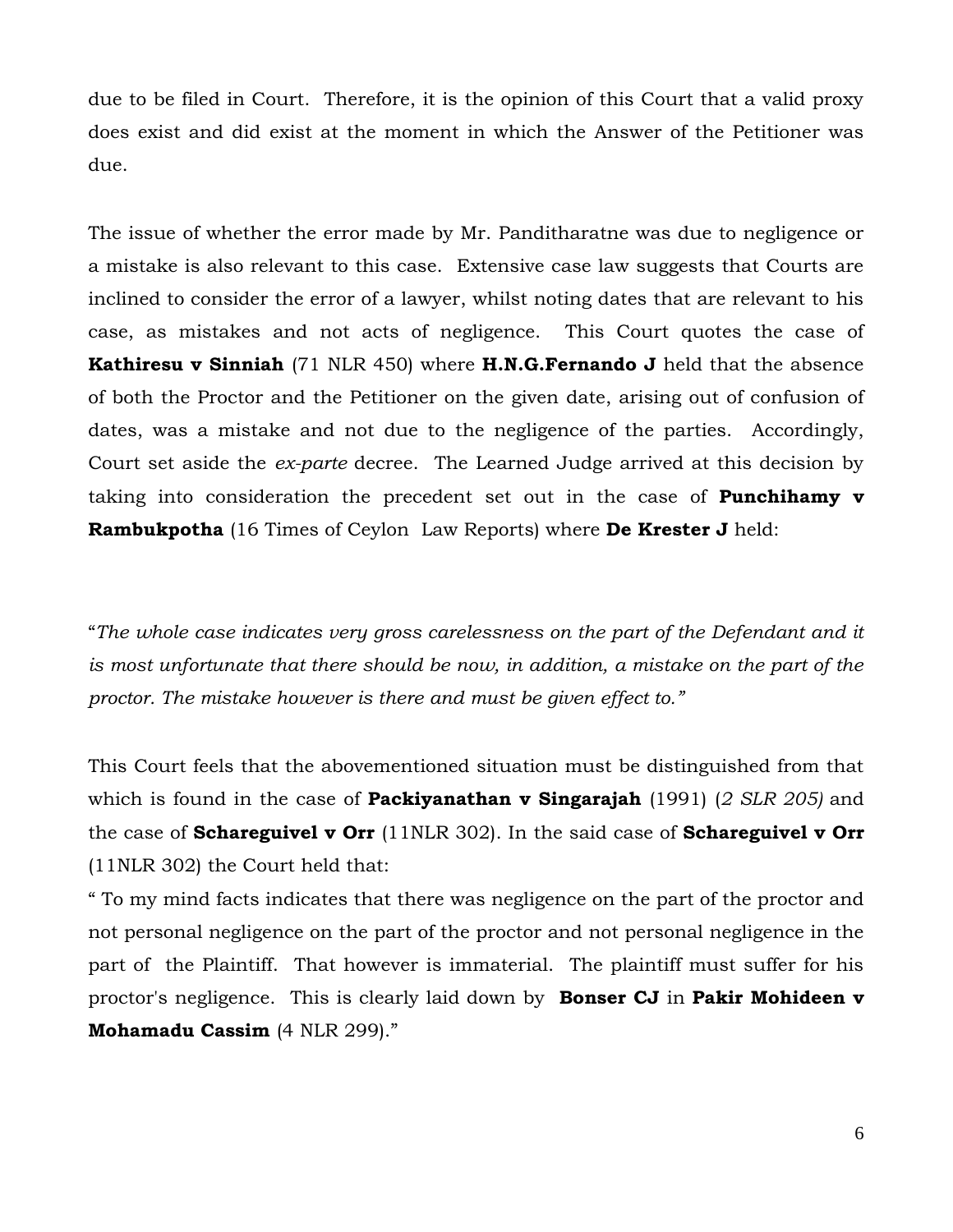due to be filed in Court. Therefore, it is the opinion of this Court that a valid proxy does exist and did exist at the moment in which the Answer of the Petitioner was due.

The issue of whether the error made by Mr. Panditharatne was due to negligence or a mistake is also relevant to this case. Extensive case law suggests that Courts are inclined to consider the error of a lawyer, whilst noting dates that are relevant to his case, as mistakes and not acts of negligence. This Court quotes the case of **Kathiresu v Sinniah** (71 NLR 450) where **H.N.G.Fernando J** held that the absence of both the Proctor and the Petitioner on the given date, arising out of confusion of dates, was a mistake and not due to the negligence of the parties. Accordingly, Court set aside the *ex-parte* decree. The Learned Judge arrived at this decision by taking into consideration the precedent set out in the case of **Punchihamy v Rambukpotha** (16 Times of Ceylon Law Reports) where **De Krester J** held:

"*The whole case indicates very gross carelessness on the part of the Defendant and it is most unfortunate that there should be now, in addition, a mistake on the part of the proctor. The mistake however is there and must be given effect to.*"

This Court feels that the abovementioned situation must be distinguished from that which is found in the case of **Packiyanathan v Singarajah** (1991) (*2 SLR 205)* and the case of **Schareguivel v Orr** (11NLR 302). In the said case of **Schareguivel v Orr** (11NLR 302) the Court held that:

" To my mind facts indicates that there was negligence on the part of the proctor and not personal negligence on the part of the proctor and not personal negligence in the part of the Plaintiff. That however is immaterial. The plaintiff must suffer for his proctor's negligence. This is clearly laid down by **Bonser CJ** in **Pakir Mohideen v Mohamadu Cassim** (4 NLR 299)."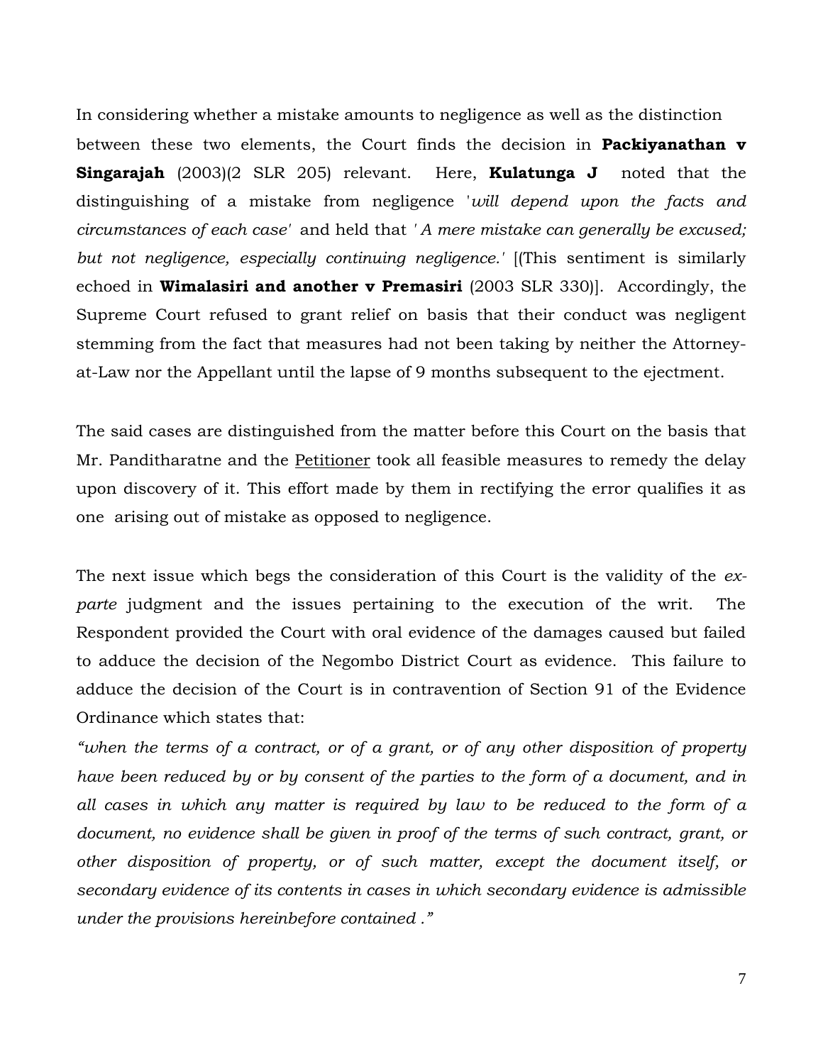In considering whether a mistake amounts to negligence as well as the distinction between these two elements, the Court finds the decision in **Packiyanathan v Singarajah** (2003)(2 SLR 205) relevant. Here, **Kulatunga J** noted that the distinguishing of a mistake from negligence '*will depend upon the facts and circumstances of each case*' and held that '*A mere mistake can generally be excused; but not negligence, especially continuing negligence.*' [(This sentiment is similarly echoed in **Wimalasiri and another v Premasiri** (2003 SLR 330)]. Accordingly, the Supreme Court refused to grant relief on basis that their conduct was negligent stemming from the fact that measures had not been taking by neither the Attorney-at-Law nor the Appellant until the lapse of 9 months subsequent to the ejectment.

The said cases are distinguished from the matter before this Court on the basis that Mr. Panditharatne and the <u>Petitioner</u> took all feasible measures to remedy the delay upon discovery of it. This effort made by them in rectifying the error qualifies it as one arising out of mistake as opposed to negligence.

The next issue which begs the consideration of this Court is the validity of the *ex-parte* judgment and the issues pertaining to the execution of the writ. The Respondent provided the Court with oral evidence of the damages caused but failed to adduce the decision of the Negombo District Court as evidence. This failure to adduce the decision of the Court is in contravention of Section 91 of the Evidence Ordinance which states that:

*"when the terms of a contract, or of a grant, or of any other disposition of property have been reduced by or by consent of the parties to the form of a document, and in all cases in which any matter is required by law to be reduced to the form of a document, no evidence shall be given in proof of the terms of such contract, grant, or other disposition of property, or of such matter, except the document itself, or secondary evidence of its contents in cases in which secondary evidence is admissible under the provisions hereinbefore contained ."*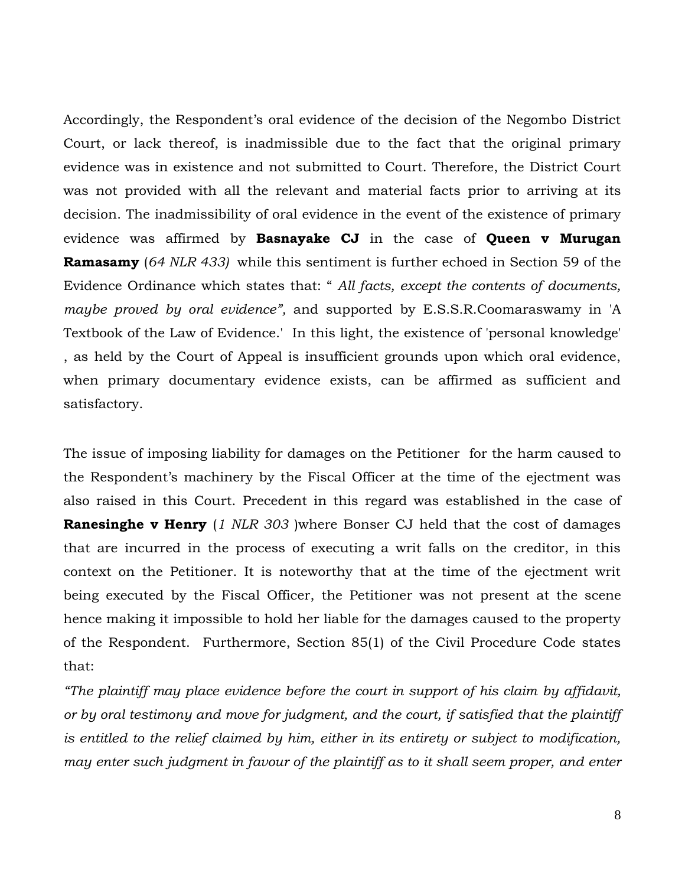Accordingly, the Respondent's oral evidence of the decision of the Negombo District Court, or lack thereof, is inadmissible due to the fact that the original primary evidence was in existence and not submitted to Court. Therefore, the District Court was not provided with all the relevant and material facts prior to arriving at its decision. The inadmissibility of oral evidence in the event of the existence of primary evidence was affirmed by **Basnayake CJ** in the case of **Queen v Murugan Ramasamy** (*64 NLR 433)* while this sentiment is further echoed in Section 59 of the Evidence Ordinance which states that: " *All facts, except the contents of documents, maybe proved by oral evidence",* and supported by E.S.S.R.Coomaraswamy in 'A Textbook of the Law of Evidence.' In this light, the existence of 'personal knowledge' , as held by the Court of Appeal is insufficient grounds upon which oral evidence, when primary documentary evidence exists, can be affirmed as sufficient and satisfactory.

The issue of imposing liability for damages on the Petitioner for the harm caused to the Respondent's machinery by the Fiscal Officer at the time of the ejectment was also raised in this Court. Precedent in this regard was established in the case of **Ranesinghe v Henry** (*1 NLR 303* )where Bonser CJ held that the cost of damages that are incurred in the process of executing a writ falls on the creditor, in this context on the Petitioner. It is noteworthy that at the time of the ejectment writ being executed by the Fiscal Officer, the Petitioner was not present at the scene hence making it impossible to hold her liable for the damages caused to the property of the Respondent. Furthermore, Section 85(1) of the Civil Procedure Code states that:

*"The plaintiff may place evidence before the court in support of his claim by affidavit, or by oral testimony and move for judgment, and the court, if satisfied that the plaintiff is entitled to the relief claimed by him, either in its entirety or subject to modification, may enter such judgment in favour of the plaintiff as to it shall seem proper, and enter*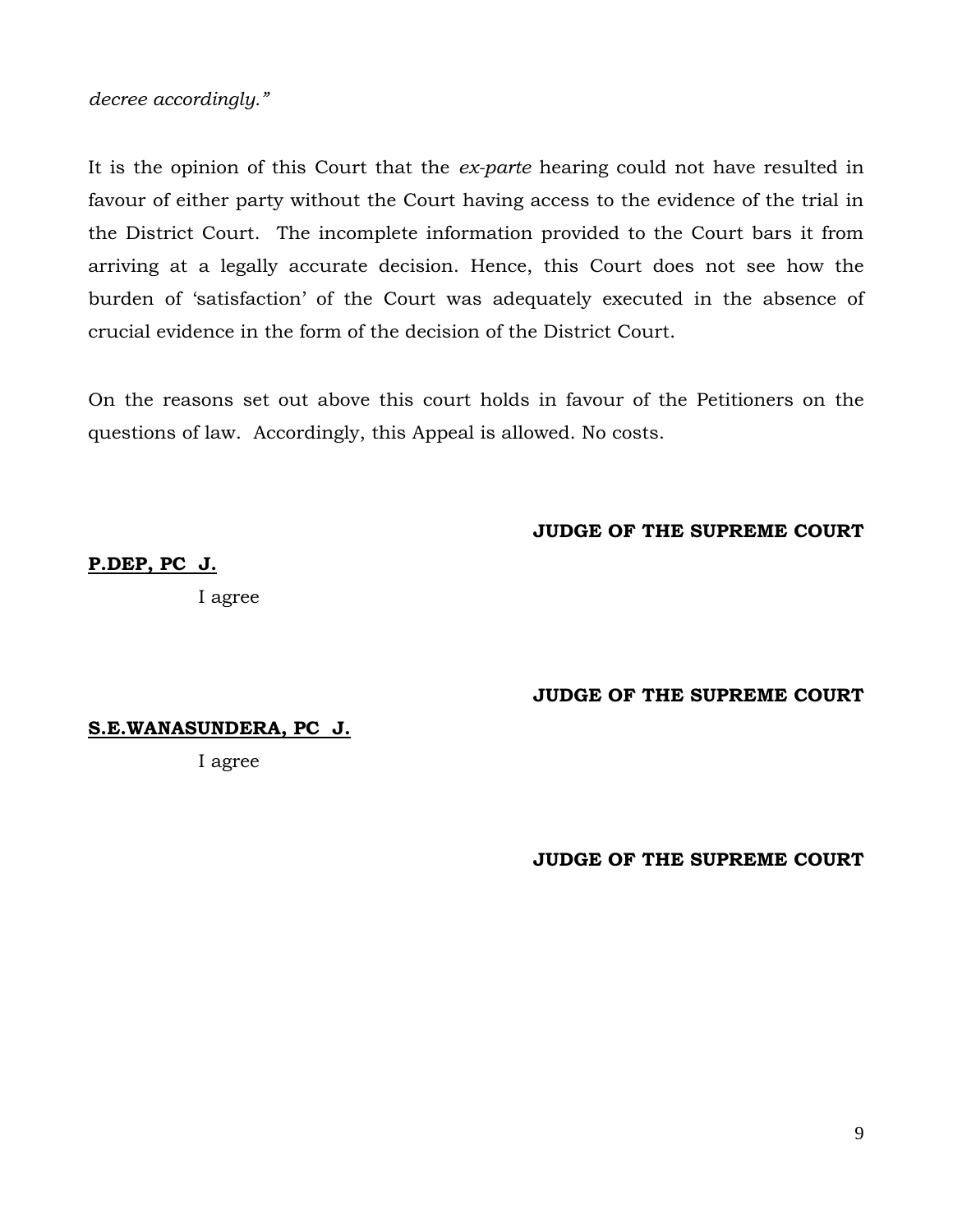*decree accordingly."*

It is the opinion of this Court that the *ex-parte* hearing could not have resulted in favour of either party without the Court having access to the evidence of the trial in the District Court. The incomplete information provided to the Court bars it from arriving at a legally accurate decision. Hence, this Court does not see how the burden of 'satisfaction' of the Court was adequately executed in the absence of crucial evidence in the form of the decision of the District Court.

On the reasons set out above this court holds in favour of the Petitioners on the questions of law. Accordingly, this Appeal is allowed. No costs.

**JUDGE OF THE SUPREME COURT**

**P.DEP, PC J.**

I agree

**JUDGE OF THE SUPREME COURT**

**S.E.WANASUNDERA, PC J.**

I agree

**JUDGE OF THE SUPREME COURT**